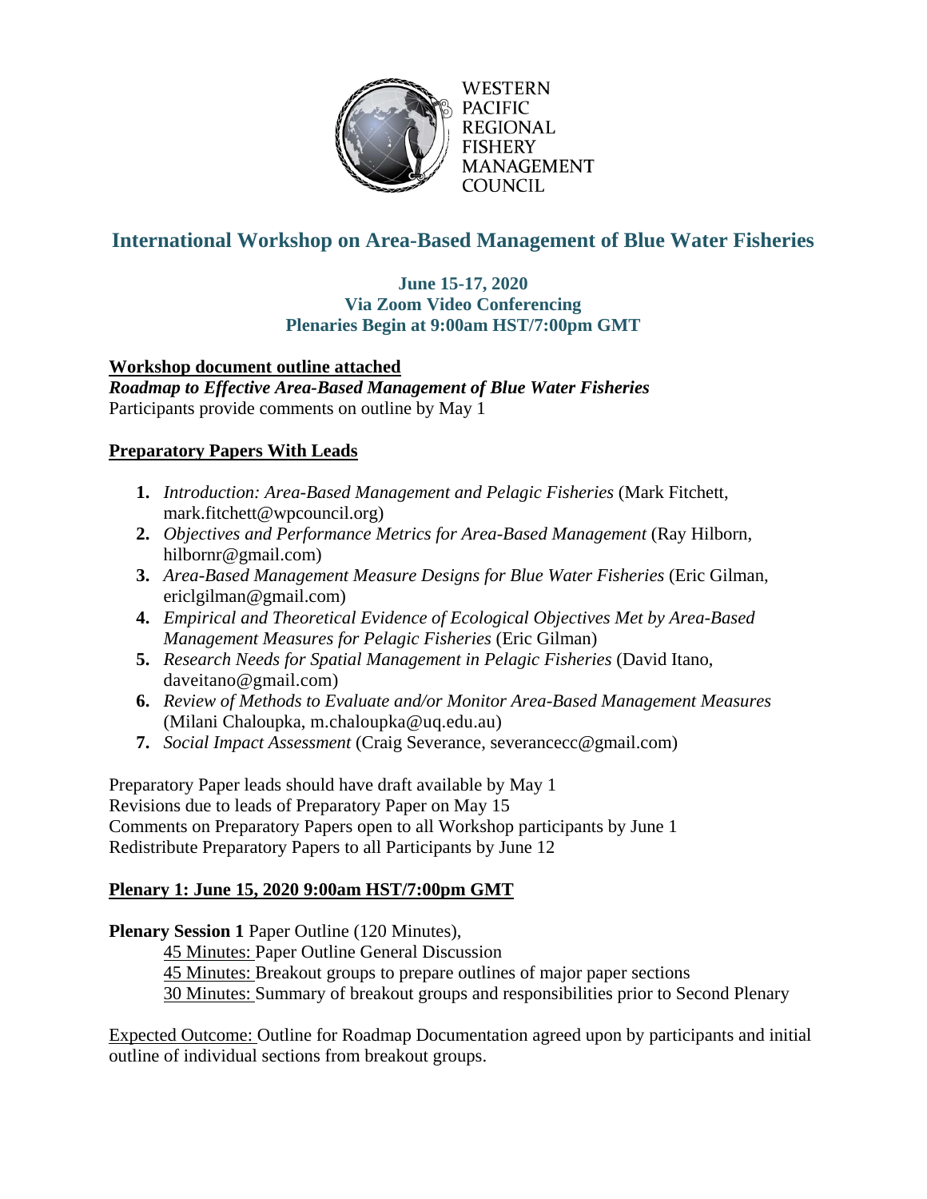WESTERN
PACIFIC
REGIONAL
FISHERY
MANAGEMENT
COUNCIL

# International Workshop on Area-Based Management of Blue Water Fisheries

**June 15-17, 2020**
**Via Zoom Video Conferencing**
**Plenaries Begin at 9:00am HST/7:00pm GMT**

**Workshop document outline attached**
***Roadmap to Effective Area-Based Management of Blue Water Fisheries***
Participants provide comments on outline by May 1

**Preparatory Papers With Leads**

1. *Introduction: Area-Based Management and Pelagic Fisheries* (Mark Fitchett, mark.fitchett@wpcouncil.org)
2. *Objectives and Performance Metrics for Area-Based Management* (Ray Hilborn, hilbornr@gmail.com)
3. *Area-Based Management Measure Designs for Blue Water Fisheries* (Eric Gilman, ericlgilman@gmail.com)
4. *Empirical and Theoretical Evidence of Ecological Objectives Met by Area-Based Management Measures for Pelagic Fisheries* (Eric Gilman)
5. *Research Needs for Spatial Management in Pelagic Fisheries* (David Itano, daveitano@gmail.com)
6. *Review of Methods to Evaluate and/or Monitor Area-Based Management Measures* (Milani Chaloupka, m.chaloupka@uq.edu.au)
7. *Social Impact Assessment* (Craig Severance, severancecc@gmail.com)

Preparatory Paper leads should have draft available by May 1
Revisions due to leads of Preparatory Paper on May 15
Comments on Preparatory Papers open to all Workshop participants by June 1
Redistribute Preparatory Papers to all Participants by June 12

**Plenary 1: June 15, 2020 9:00am HST/7:00pm GMT**

**Plenary Session 1** Paper Outline (120 Minutes),

45 Minutes: Paper Outline General Discussion
45 Minutes: Breakout groups to prepare outlines of major paper sections
30 Minutes: Summary of breakout groups and responsibilities prior to Second Plenary

Expected Outcome: Outline for Roadmap Documentation agreed upon by participants and initial outline of individual sections from breakout groups.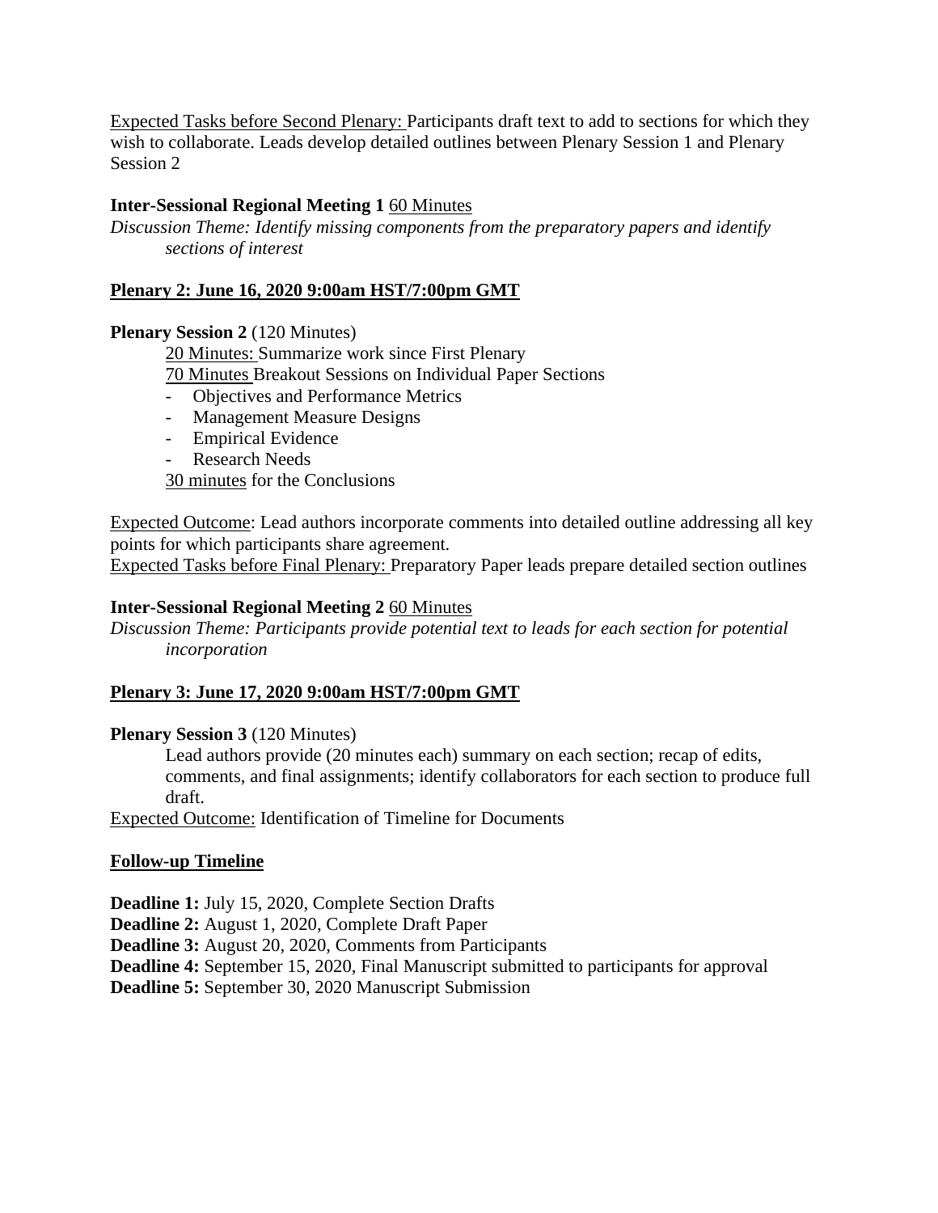Expected Tasks before Second Plenary: Participants draft text to add to sections for which they wish to collaborate. Leads develop detailed outlines between Plenary Session 1 and Plenary Session 2

**Inter-Sessional Regional Meeting 1** 60 Minutes

*Discussion Theme: Identify missing components from the preparatory papers and identify sections of interest*

**Plenary 2: June 16, 2020 9:00am HST/7:00pm GMT**

**Plenary Session 2** (120 Minutes)

20 Minutes: Summarize work since First Plenary

70 Minutes Breakout Sessions on Individual Paper Sections

- Objectives and Performance Metrics
- Management Measure Designs
- Empirical Evidence
- Research Needs

30 minutes for the Conclusions

Expected Outcome: Lead authors incorporate comments into detailed outline addressing all key points for which participants share agreement.

Expected Tasks before Final Plenary: Preparatory Paper leads prepare detailed section outlines

**Inter-Sessional Regional Meeting 2** 60 Minutes

*Discussion Theme: Participants provide potential text to leads for each section for potential incorporation*

**Plenary 3: June 17, 2020 9:00am HST/7:00pm GMT**

**Plenary Session 3** (120 Minutes)

Lead authors provide (20 minutes each) summary on each section; recap of edits, comments, and final assignments; identify collaborators for each section to produce full draft.

Expected Outcome: Identification of Timeline for Documents

**Follow-up Timeline**

**Deadline 1:** July 15, 2020, Complete Section Drafts

**Deadline 2:** August 1, 2020, Complete Draft Paper

**Deadline 3:** August 20, 2020, Comments from Participants

**Deadline 4:** September 15, 2020, Final Manuscript submitted to participants for approval

**Deadline 5:** September 30, 2020 Manuscript Submission